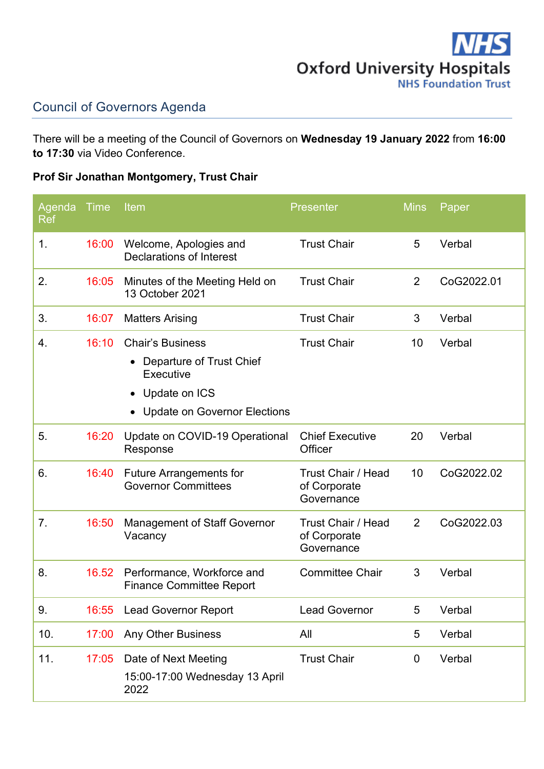NHS
Oxford University Hospitals
NHS Foundation Trust

## Council of Governors Agenda

There will be a meeting of the Council of Governors on **Wednesday 19 January 2022** from **16:00 to 17:30** via Video Conference.

**Prof Sir Jonathan Montgomery, Trust Chair**

| Agenda Ref | Time | Item | Presenter | Mins | Paper |
|---|---|---|---|---|---|
| 1. | 16:00 | Welcome, Apologies and Declarations of Interest | Trust Chair | 5 | Verbal |
| 2. | 16:05 | Minutes of the Meeting Held on 13 October 2021 | Trust Chair | 2 | CoG2022.01 |
| 3. | 16:07 | Matters Arising | Trust Chair | 3 | Verbal |
| 4. | 16:10 | Chair's Business<br>• Departure of Trust Chief Executive<br>• Update on ICS<br>• Update on Governor Elections | Trust Chair | 10 | Verbal |
| 5. | 16:20 | Update on COVID-19 Operational Response | Chief Executive Officer | 20 | Verbal |
| 6. | 16:40 | Future Arrangements for Governor Committees | Trust Chair / Head of Corporate Governance | 10 | CoG2022.02 |
| 7. | 16:50 | Management of Staff Governor Vacancy | Trust Chair / Head of Corporate Governance | 2 | CoG2022.03 |
| 8. | 16.52 | Performance, Workforce and Finance Committee Report | Committee Chair | 3 | Verbal |
| 9. | 16:55 | Lead Governor Report | Lead Governor | 5 | Verbal |
| 10. | 17:00 | Any Other Business | All | 5 | Verbal |
| 11. | 17:05 | Date of Next Meeting<br>15:00-17:00 Wednesday 13 April 2022 | Trust Chair | 0 | Verbal |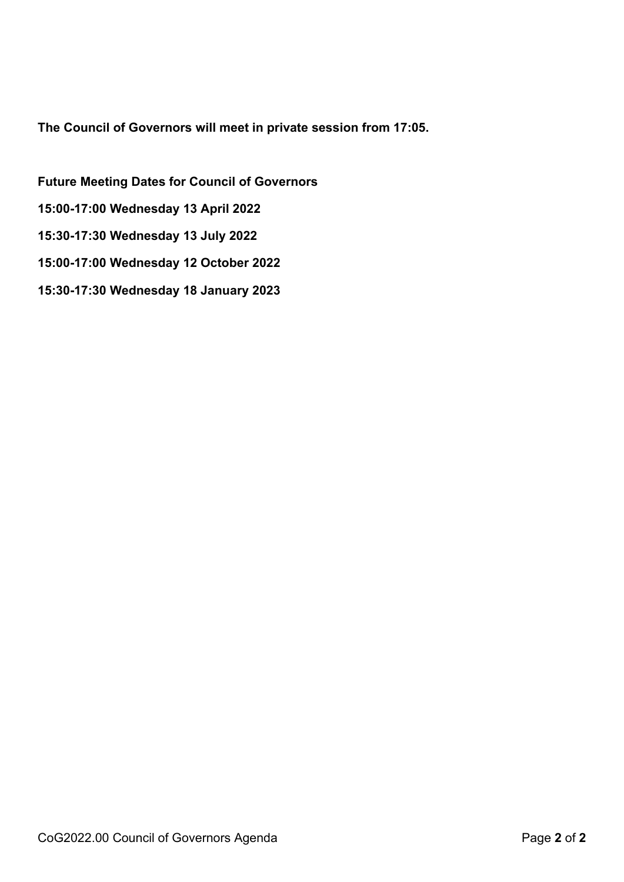**The Council of Governors will meet in private session from 17:05.**

**Future Meeting Dates for Council of Governors**

**15:00-17:00 Wednesday 13 April 2022**

**15:30-17:30 Wednesday 13 July 2022**

**15:00-17:00 Wednesday 12 October 2022**

**15:30-17:30 Wednesday 18 January 2023**